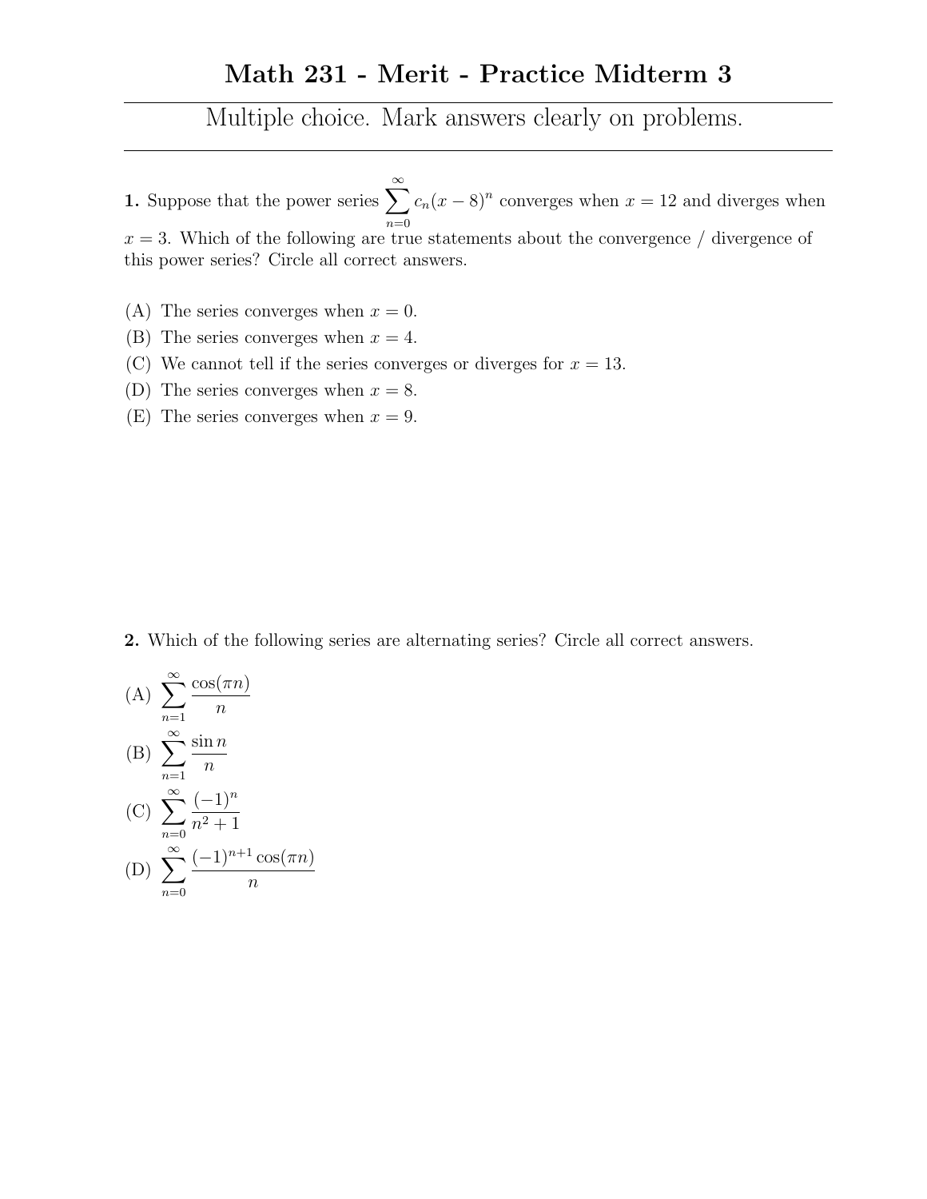# Math 231 - Merit - Practice Midterm 3

Multiple choice. Mark answers clearly on problems.

---

**1.** Suppose that the power series $\sum_{n=0}^{\infty} c_n(x-8)^n$ converges when $x = 12$ and diverges when $x = 3$. Which of the following are true statements about the convergence / divergence of this power series? Circle all correct answers.

(A) The series converges when $x = 0$.

(B) The series converges when $x = 4$.

(C) We cannot tell if the series converges or diverges for $x = 13$.

(D) The series converges when $x = 8$.

(E) The series converges when $x = 9$.

**2.** Which of the following series are alternating series? Circle all correct answers.

(A) $\sum_{n=1}^{\infty} \frac{\cos(\pi n)}{n}$

(B) $\sum_{n=1}^{\infty} \frac{\sin n}{n}$

(C) $\sum_{n=0}^{\infty} \frac{(-1)^n}{n^2+1}$

(D) $\sum_{n=0}^{\infty} \frac{(-1)^{n+1}\cos(\pi n)}{n}$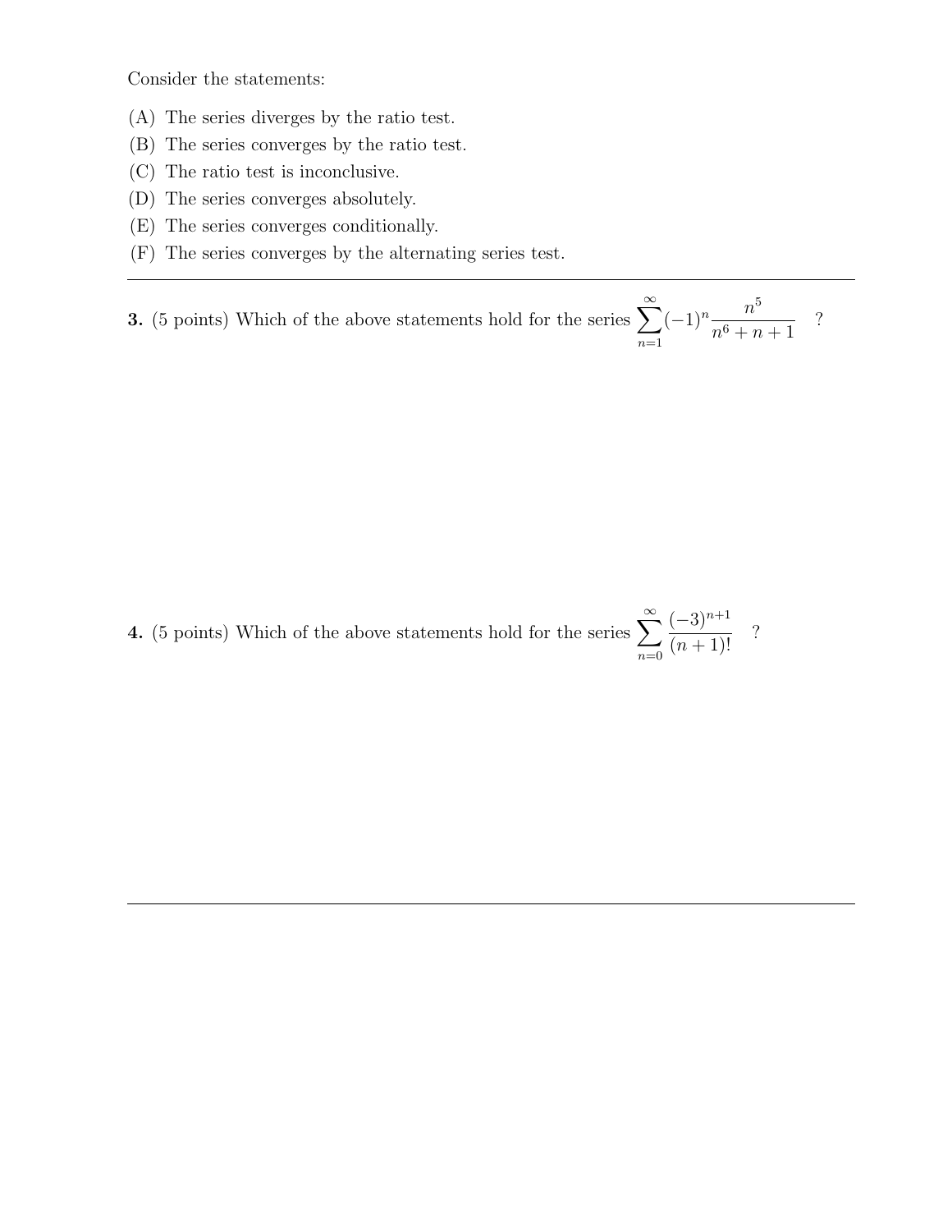Consider the statements:

(A) The series diverges by the ratio test.
(B) The series converges by the ratio test.
(C) The ratio test is inconclusive.
(D) The series converges absolutely.
(E) The series converges conditionally.
(F) The series converges by the alternating series test.

---

**3.** (5 points) Which of the above statements hold for the series $\displaystyle\sum_{n=1}^{\infty}(-1)^n \frac{n^5}{n^6+n+1}$ ?

**4.** (5 points) Which of the above statements hold for the series $\displaystyle\sum_{n=0}^{\infty} \frac{(-3)^{n+1}}{(n+1)!}$ ?

---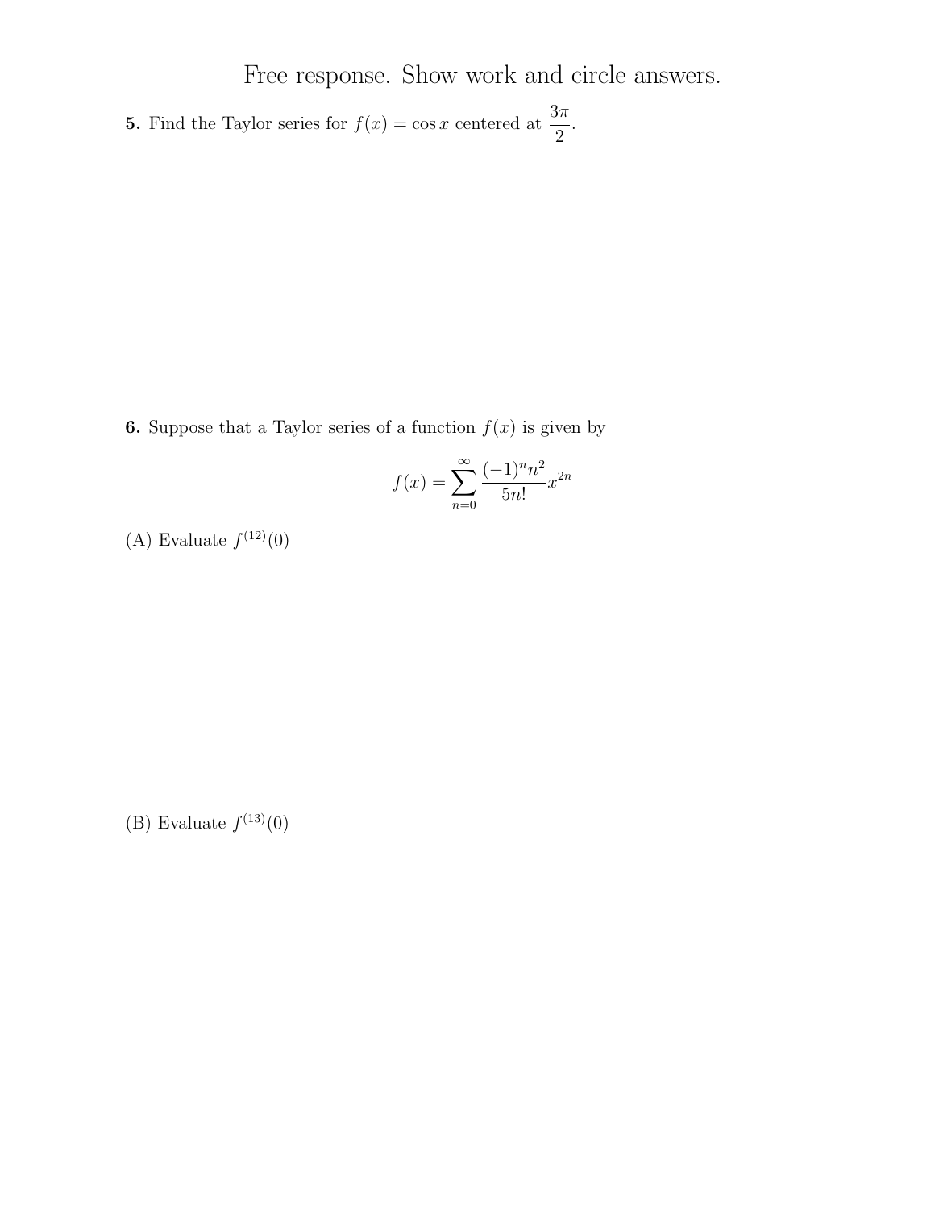# Free response. Show work and circle answers.

**5.** Find the Taylor series for $f(x) = \cos x$ centered at $\dfrac{3\pi}{2}$.

**6.** Suppose that a Taylor series of a function $f(x)$ is given by

$$f(x) = \sum_{n=0}^{\infty} \frac{(-1)^n n^2}{5n!} x^{2n}$$

(A) Evaluate $f^{(12)}(0)$

(B) Evaluate $f^{(13)}(0)$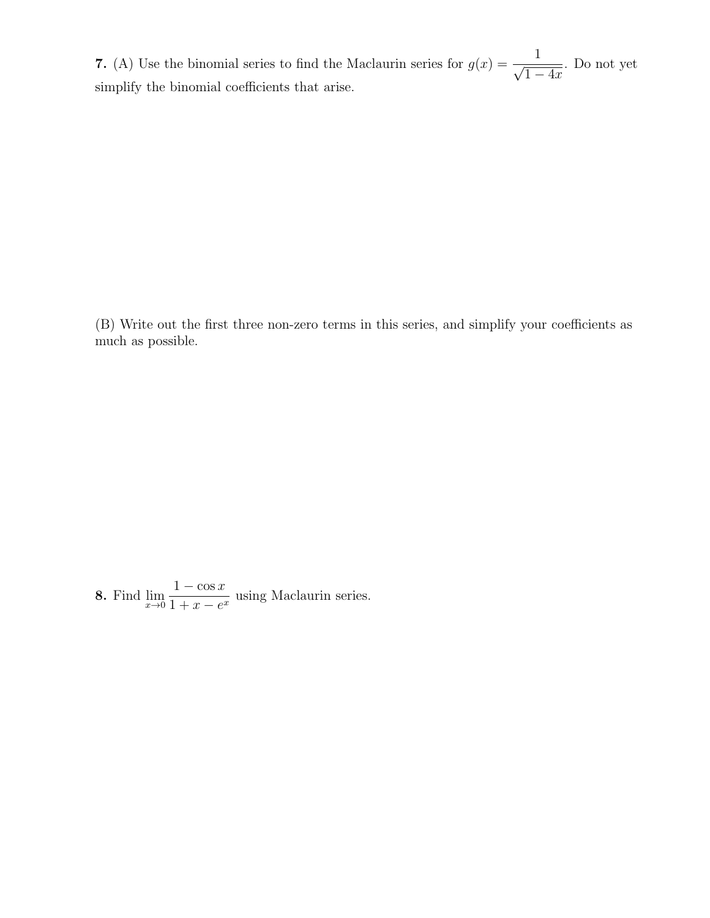**7.** (A) Use the binomial series to find the Maclaurin series for $g(x) = \dfrac{1}{\sqrt{1-4x}}$. Do not yet simplify the binomial coefficients that arise.

(B) Write out the first three non-zero terms in this series, and simplify your coefficients as much as possible.

**8.** Find $\displaystyle\lim_{x \to 0} \frac{1 - \cos x}{1 + x - e^x}$ using Maclaurin series.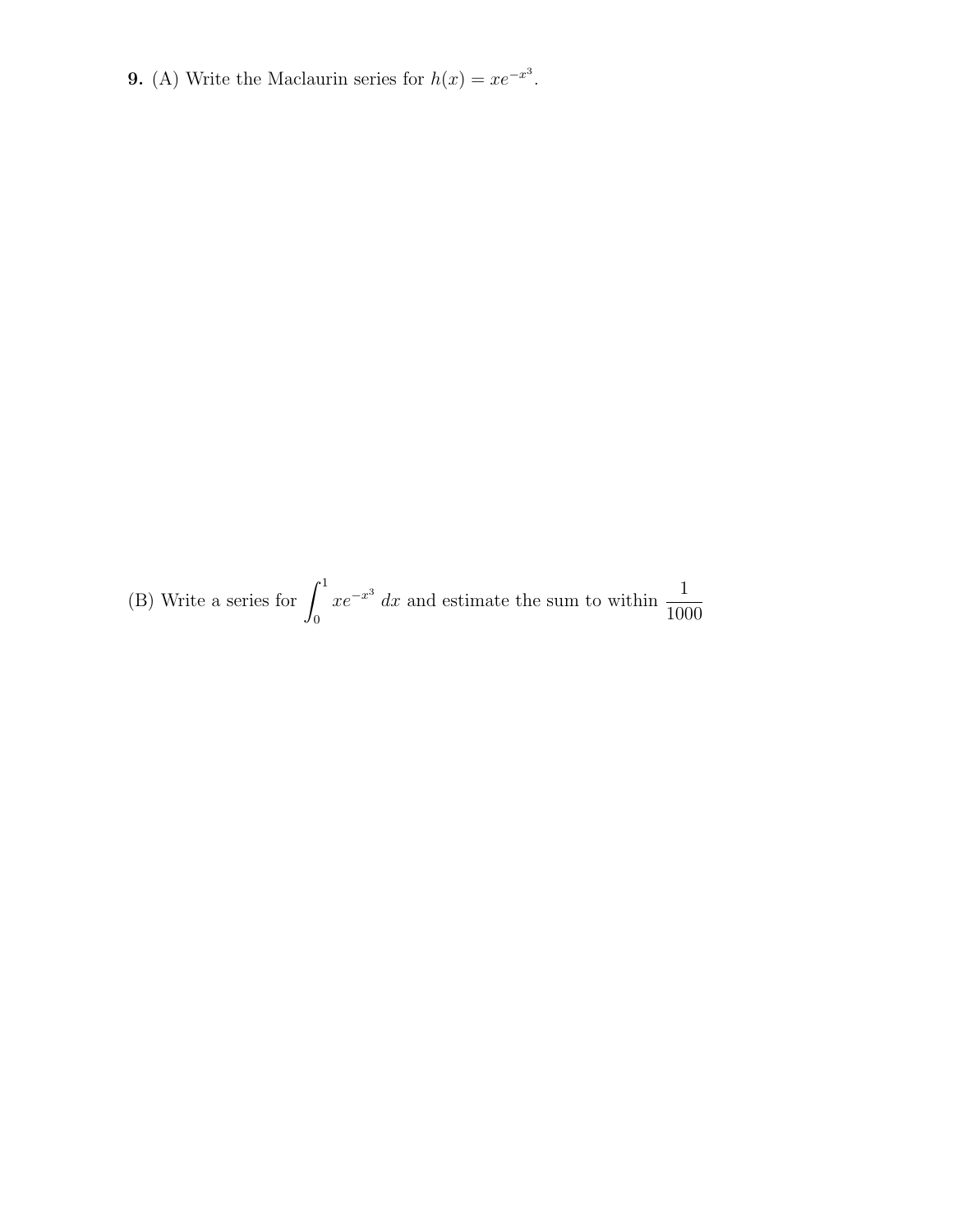**9.** (A) Write the Maclaurin series for $h(x) = xe^{-x^3}$.

(B) Write a series for $\displaystyle\int_0^1 xe^{-x^3}\,dx$ and estimate the sum to within $\dfrac{1}{1000}$